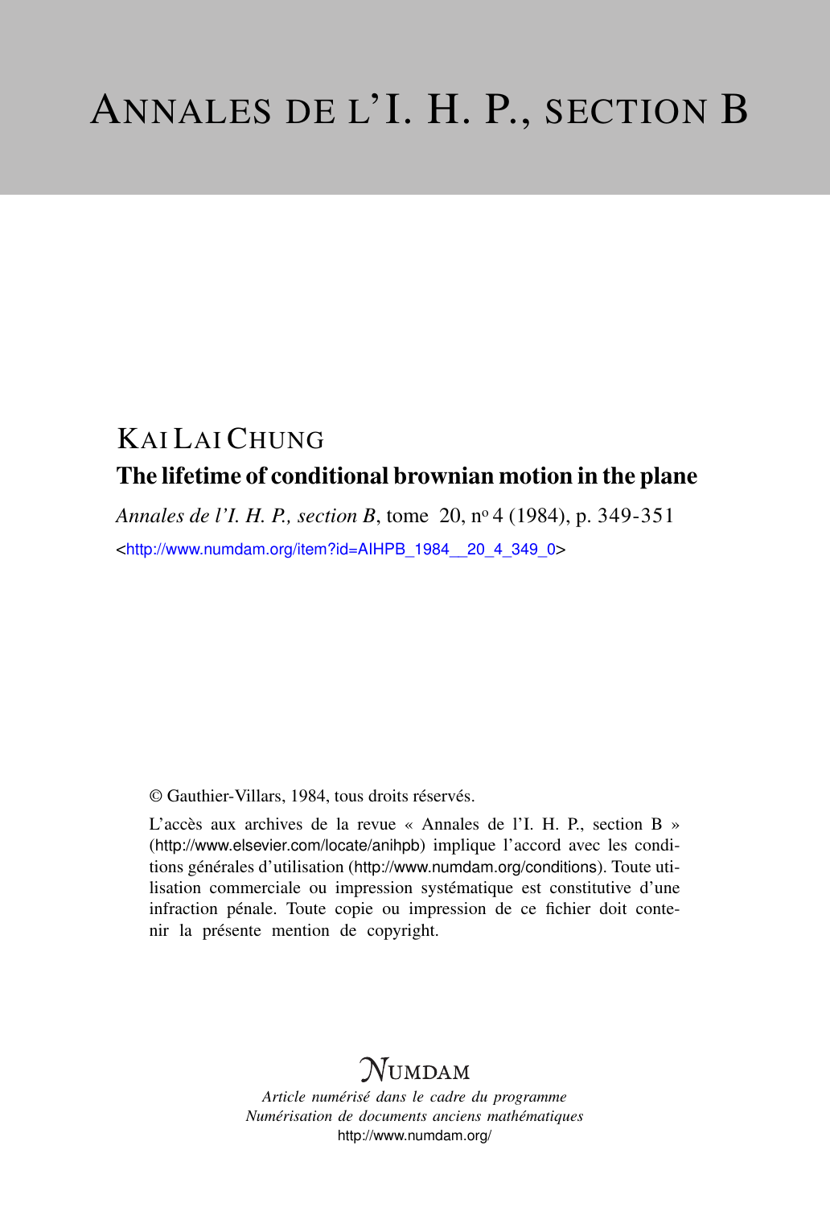# ANNALES DE L'I. H. P., SECTION B

## KAI LAI CHUNG

### The lifetime of conditional brownian motion in the plane

*Annales de l'I. H. P., section B*, tome 20, nº 4 (1984), p. 349-351

<http://www.numdam.org/item?id=AIHPB_1984__20_4_349_0>

© Gauthier-Villars, 1984, tous droits réservés.

L'accès aux archives de la revue « Annales de l'I. H. P., section B » (http://www.elsevier.com/locate/anihpb) implique l'accord avec les conditions générales d'utilisation (http://www.numdam.org/conditions). Toute utilisation commerciale ou impression systématique est constitutive d'une infraction pénale. Toute copie ou impression de ce fichier doit contenir la présente mention de copyright.

NUMDAM

*Article numérisé dans le cadre du programme*
*Numérisation de documents anciens mathématiques*
http://www.numdam.org/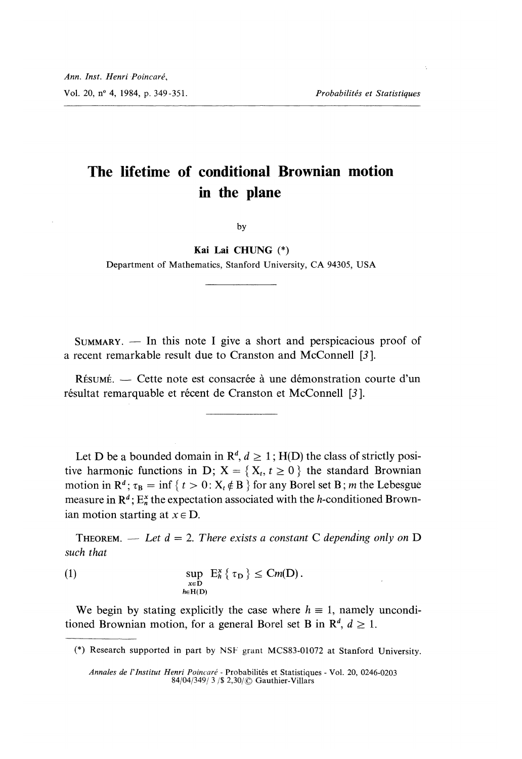# The lifetime of conditional Brownian motion in the plane

by

**Kai Lai CHUNG (*)**

Department of Mathematics, Stanford University, CA 94305, USA

SUMMARY. — In this note I give a short and perspicacious proof of a recent remarkable result due to Cranston and McConnell [3].

RÉSUMÉ. — Cette note est consacrée à une démonstration courte d'un résultat remarquable et récent de Cranston et McConnell [3].

Let D be a bounded domain in $\mathbf{R}^d$, $d \geq 1$; H(D) the class of strictly positive harmonic functions in D; $X = \{ X_t, t \geq 0 \}$ the standard Brownian motion in $\mathbf{R}^d$; $\tau_B = \inf \{ t > 0 : X_t \notin B \}$ for any Borel set B; $m$ the Lebesgue measure in $\mathbf{R}^d$; $E_h^x$ the expectation associated with the $h$-conditioned Brownian motion starting at $x \in D$.

THEOREM. — *Let $d = 2$. There exists a constant C depending only on D such that*

$$\sup_{\substack{x \in D \\ h \in H(D)}} E_h^x \{ \tau_D \} \leq C m(D). \tag{1}$$

We begin by stating explicitly the case where $h \equiv 1$, namely unconditioned Brownian motion, for a general Borel set B in $\mathbf{R}^d$, $d \geq 1$.

(*) Research supported in part by NSF grant MCS83-01072 at Stanford University.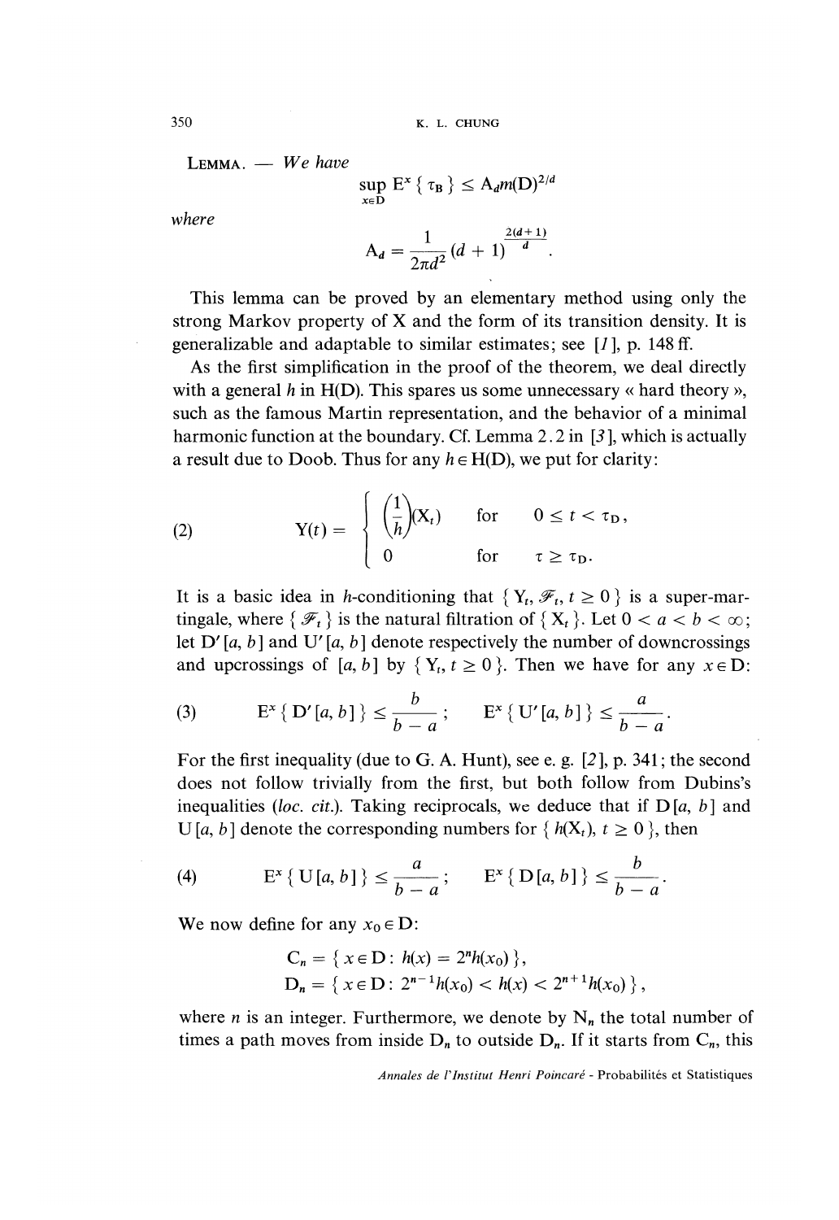LEMMA. — *We have*

$$\sup_{x \in D} E^x\{\tau_B\} \leq A_d m(D)^{2/d}$$

*where*

$$A_d = \frac{1}{2\pi d^2}(d+1)^{\frac{2(d+1)}{d}}.$$

This lemma can be proved by an elementary method using only the strong Markov property of X and the form of its transition density. It is generalizable and adaptable to similar estimates; see [1], p. 148 ff.

As the first simplification in the proof of the theorem, we deal directly with a general $h$ in H(D). This spares us some unnecessary « hard theory », such as the famous Martin representation, and the behavior of a minimal harmonic function at the boundary. Cf. Lemma 2.2 in [3], which is actually a result due to Doob. Thus for any $h \in H(D)$, we put for clarity:

$$(2) \qquad Y(t) = \begin{cases} \left(\frac{1}{h}\right)(X_t) & \text{for} \quad 0 \leq t < \tau_D, \\ 0 & \text{for} \quad \tau \geq \tau_D. \end{cases}$$

It is a basic idea in $h$-conditioning that $\{Y_t, \mathscr{F}_t, t \geq 0\}$ is a super-martingale, where $\{\mathscr{F}_t\}$ is the natural filtration of $\{X_t\}$. Let $0 < a < b < \infty$; let $D'[a, b]$ and $U'[a, b]$ denote respectively the number of downcrossings and upcrossings of $[a, b]$ by $\{Y_t, t \geq 0\}$. Then we have for any $x \in D$:

$$(3) \qquad E^x\{D'[a, b]\} \leq \frac{b}{b-a}; \qquad E^x\{U'[a, b]\} \leq \frac{a}{b-a}.$$

For the first inequality (due to G. A. Hunt), see e. g. [2], p. 341; the second does not follow trivially from the first, but both follow from Dubins's inequalities (*loc. cit.*). Taking reciprocals, we deduce that if $D[a, b]$ and $U[a, b]$ denote the corresponding numbers for $\{h(X_t), t \geq 0\}$, then

$$(4) \qquad E^x\{U[a, b]\} \leq \frac{a}{b-a}; \qquad E^x\{D[a, b]\} \leq \frac{b}{b-a}.$$

We now define for any $x_0 \in D$:

$$C_n = \{x \in D : h(x) = 2^n h(x_0)\},$$
$$D_n = \{x \in D : 2^{n-1}h(x_0) < h(x) < 2^{n+1}h(x_0)\},$$

where $n$ is an integer. Furthermore, we denote by $N_n$ the total number of times a path moves from inside $D_n$ to outside $D_n$. If it starts from $C_n$, this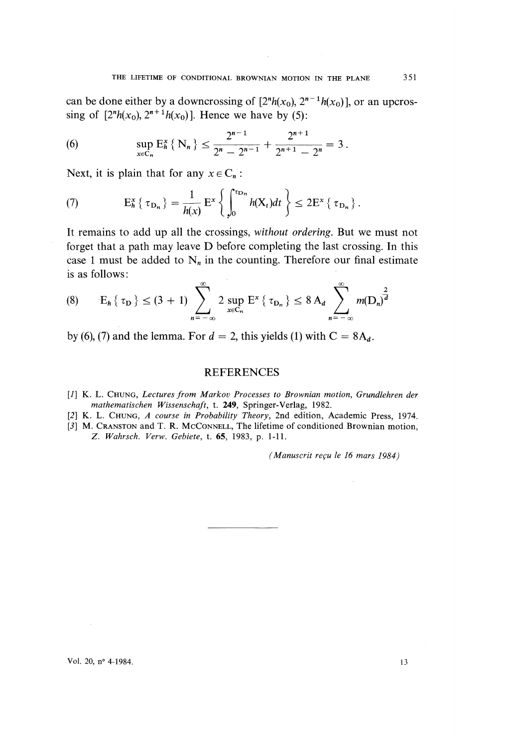can be done either by a downcrossing of $[2^n h(x_0), 2^{n-1}h(x_0)]$, or an upcrossing of $[2^n h(x_0), 2^{n+1}h(x_0)]$. Hence we have by (5):

$$\sup_{x \in C_n} E_h^x\{ N_n \} \leq \frac{2^{n-1}}{2^n - 2^{n-1}} + \frac{2^{n+1}}{2^{n+1} - 2^n} = 3 . \tag{6}$$

Next, it is plain that for any $x \in C_n$ :

$$E_h^x\{ \tau_{D_n} \} = \frac{1}{h(x)} E^x \left\{ \int_0^{\tau_{D_n}} h(X_t)dt \right\} \leq 2E^x\{ \tau_{D_n} \} . \tag{7}$$

It remains to add up all the crossings, *without ordering*. But we must not forget that a path may leave D before completing the last crossing. In this case 1 must be added to $N_n$ in the counting. Therefore our final estimate is as follows:

$$E_h\{ \tau_D \} \leq (3 + 1) \sum_{n=-\infty}^{\infty} 2 \sup_{x \in C_n} E^x\{ \tau_{D_n} \} \leq 8\, A_d \sum_{n=-\infty}^{\infty} m(D_n)^{\frac{2}{d}} \tag{8}$$

by (6), (7) and the lemma. For $d = 2$, this yields (1) with $C = 8A_d$.

## REFERENCES

[1] K. L. Chung, *Lectures from Markov Processes to Brownian motion, Grundlehren der mathematischen Wissenschaft*, t. **249**, Springer-Verlag, 1982.

[2] K. L. Chung, *A course in Probability Theory*, 2nd edition, Academic Press, 1974.

[3] M. Cranston and T. R. McConnell, The lifetime of conditioned Brownian motion, *Z. Wahrsch. Verw. Gebiete*, t. **65**, 1983, p. 1-11.

*(Manuscrit reçu le 16 mars 1984)*